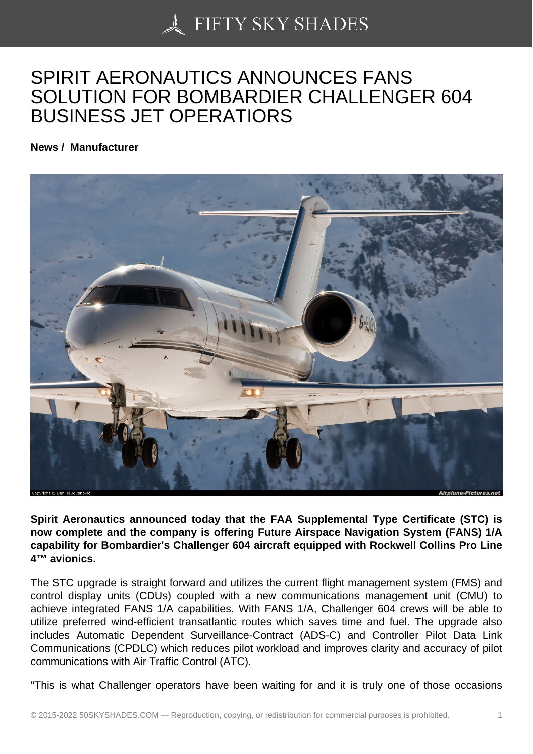# SPIRIT AERONAUTICS ANNOUNCES FANS SOLUTION FOR BOMBARDIER CHALLENGER 604 BUSINESS JET OPERATIORS

**News / Manufacturer**

**Spirit Aeronautics announced today that the FAA Supplemental Type Certificate (STC) is now complete and the company is offering Future Airspace Navigation System (FANS) 1/A capability for Bombardier's Challenger 604 aircraft equipped with Rockwell Collins Pro Line 4™ avionics.**

The STC upgrade is straight forward and utilizes the current flight management system (FMS) and control display units (CDUs) coupled with a new communications management unit (CMU) to achieve integrated FANS 1/A capabilities. With FANS 1/A, Challenger 604 crews will be able to utilize preferred wind-efficient transatlantic routes which saves time and fuel. The upgrade also includes Automatic Dependent Surveillance-Contract (ADS-C) and Controller Pilot Data Link Communications (CPDLC) which reduces pilot workload and improves clarity and accuracy of pilot communications with Air Traffic Control (ATC).

"This is what Challenger operators have been waiting for and it is truly one of those occasions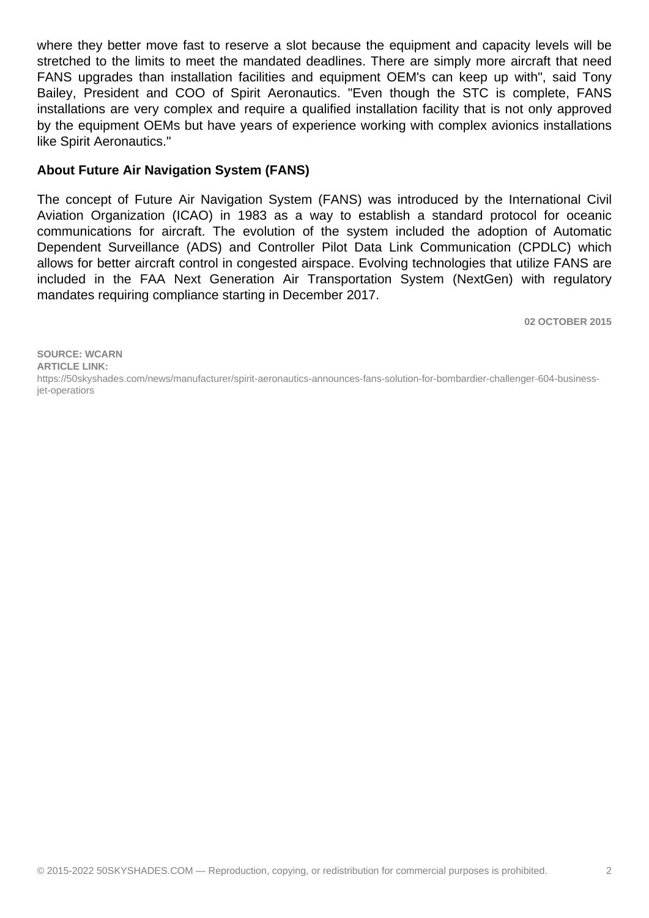where they better move fast to reserve a slot because the equipment and capacity levels will be stretched to the limits to meet the mandated deadlines. There are simply more aircraft that need FANS upgrades than installation facilities and equipment OEM's can keep up with", said Tony Bailey, President and COO of Spirit Aeronautics. "Even though the STC is complete, FANS installations are very complex and require a qualified installation facility that is not only approved by the equipment OEMs but have years of experience working with complex avionics installations like Spirit Aeronautics."

**About Future Air Navigation System (FANS)**

The concept of Future Air Navigation System (FANS) was introduced by the International Civil Aviation Organization (ICAO) in 1983 as a way to establish a standard protocol for oceanic communications for aircraft. The evolution of the system included the adoption of Automatic Dependent Surveillance (ADS) and Controller Pilot Data Link Communication (CPDLC) which allows for better aircraft control in congested airspace. Evolving technologies that utilize FANS are included in the FAA Next Generation Air Transportation System (NextGen) with regulatory mandates requiring compliance starting in December 2017.

**02 OCTOBER 2015**

**SOURCE: WCARN**
**ARTICLE LINK:**
https://50skyshades.com/news/manufacturer/spirit-aeronautics-announces-fans-solution-for-bombardier-challenger-604-business-jet-operatiors